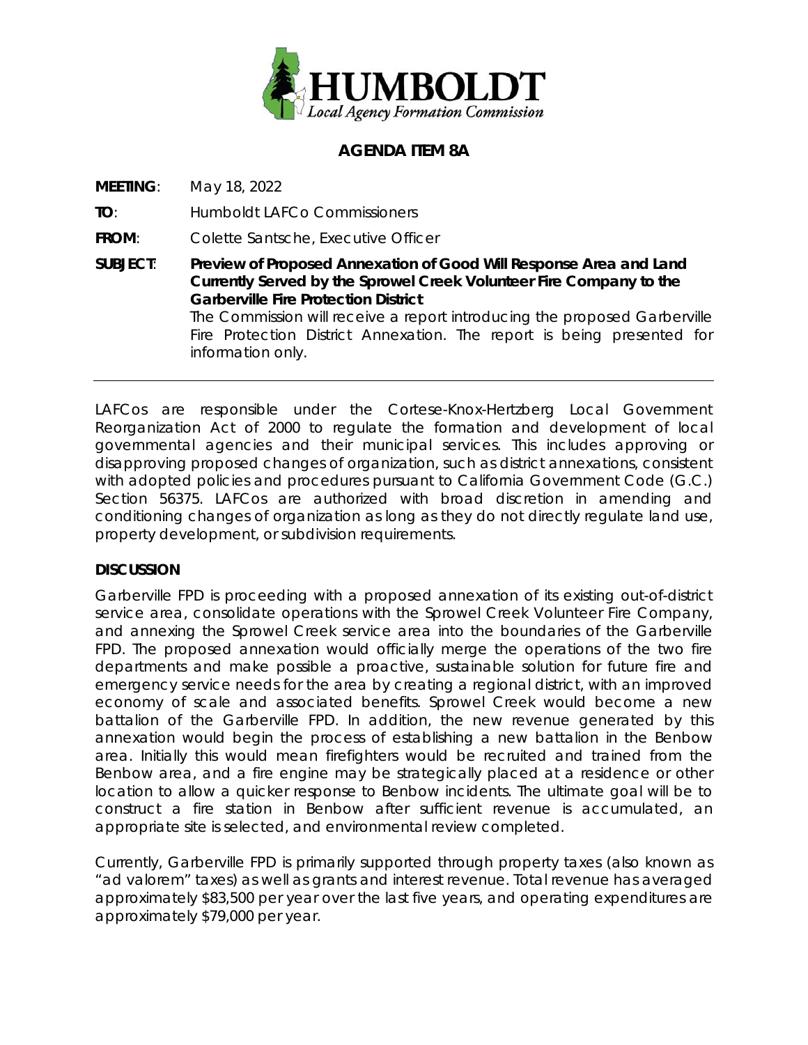# AGENDA ITEM 8A

**MEETING**: May 18, 2022

**TO**: Humboldt LAFCo Commissioners

**FROM**: Colette Santsche, Executive Officer

**SUBJECT**: **Preview of Proposed Annexation of Good Will Response Area and Land Currently Served by the Sprowel Creek Volunteer Fire Company to the Garberville Fire Protection District**
The Commission will receive a report introducing the proposed Garberville Fire Protection District Annexation. The report is being presented for information only.

---

LAFCos are responsible under the Cortese-Knox-Hertzberg Local Government Reorganization Act of 2000 to regulate the formation and development of local governmental agencies and their municipal services. This includes approving or disapproving proposed changes of organization, such as district annexations, consistent with adopted policies and procedures pursuant to California Government Code (G.C.) Section 56375. LAFCos are authorized with broad discretion in amending and conditioning changes of organization as long as they do not directly regulate land use, property development, or subdivision requirements.

## DISCUSSION

Garberville FPD is proceeding with a proposed annexation of its existing out-of-district service area, consolidate operations with the Sprowel Creek Volunteer Fire Company, and annexing the Sprowel Creek service area into the boundaries of the Garberville FPD. The proposed annexation would officially merge the operations of the two fire departments and make possible a proactive, sustainable solution for future fire and emergency service needs for the area by creating a regional district, with an improved economy of scale and associated benefits. Sprowel Creek would become a new battalion of the Garberville FPD. In addition, the new revenue generated by this annexation would begin the process of establishing a new battalion in the Benbow area. Initially this would mean firefighters would be recruited and trained from the Benbow area, and a fire engine may be strategically placed at a residence or other location to allow a quicker response to Benbow incidents. The ultimate goal will be to construct a fire station in Benbow after sufficient revenue is accumulated, an appropriate site is selected, and environmental review completed.

Currently, Garberville FPD is primarily supported through property taxes (also known as "ad valorem" taxes) as well as grants and interest revenue. Total revenue has averaged approximately $83,500 per year over the last five years, and operating expenditures are approximately $79,000 per year.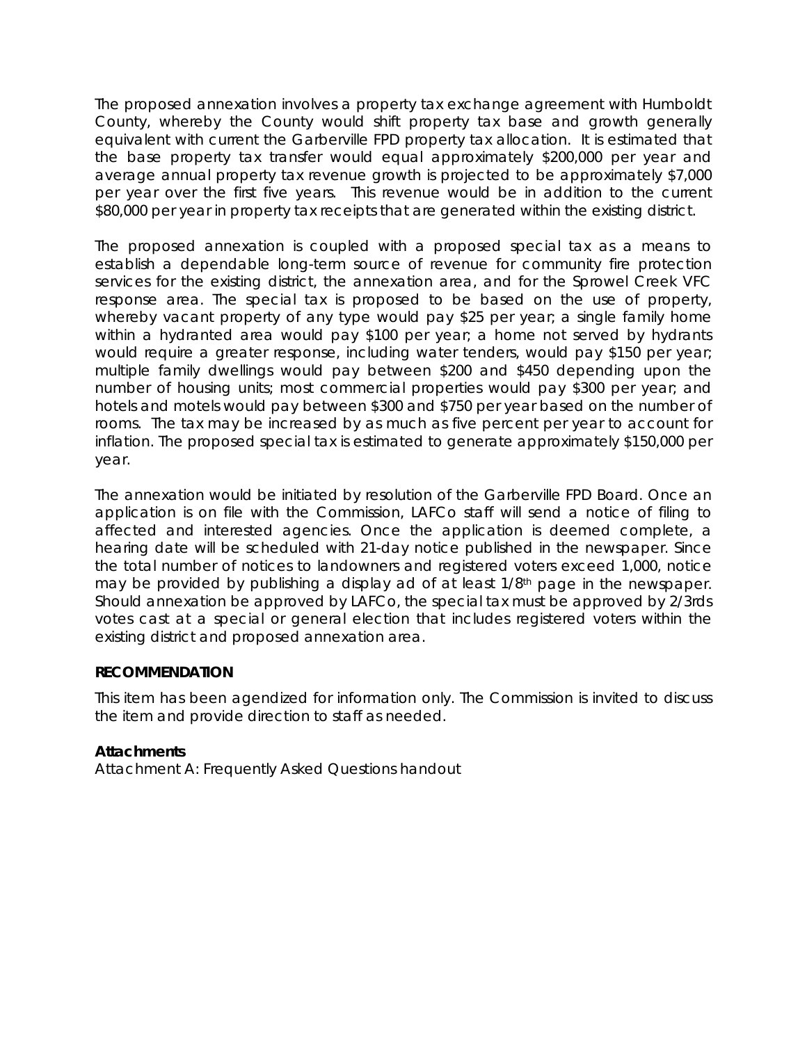The proposed annexation involves a property tax exchange agreement with Humboldt County, whereby the County would shift property tax base and growth generally equivalent with current the Garberville FPD property tax allocation. It is estimated that the base property tax transfer would equal approximately $200,000 per year and average annual property tax revenue growth is projected to be approximately $7,000 per year over the first five years. This revenue would be in addition to the current $80,000 per year in property tax receipts that are generated within the existing district.

The proposed annexation is coupled with a proposed special tax as a means to establish a dependable long-term source of revenue for community fire protection services for the existing district, the annexation area, and for the Sprowel Creek VFC response area. The special tax is proposed to be based on the use of property, whereby vacant property of any type would pay $25 per year; a single family home within a hydranted area would pay $100 per year; a home not served by hydrants would require a greater response, including water tenders, would pay $150 per year; multiple family dwellings would pay between $200 and $450 depending upon the number of housing units; most commercial properties would pay $300 per year; and hotels and motels would pay between $300 and $750 per year based on the number of rooms. The tax may be increased by as much as five percent per year to account for inflation. The proposed special tax is estimated to generate approximately $150,000 per year.

The annexation would be initiated by resolution of the Garberville FPD Board. Once an application is on file with the Commission, LAFCo staff will send a notice of filing to affected and interested agencies. Once the application is deemed complete, a hearing date will be scheduled with 21-day notice published in the newspaper. Since the total number of notices to landowners and registered voters exceed 1,000, notice may be provided by publishing a display ad of at least 1/8th page in the newspaper. Should annexation be approved by LAFCo, the special tax must be approved by 2/3rds votes cast at a special or general election that includes registered voters within the existing district and proposed annexation area.

**RECOMMENDATION**

This item has been agendized for information only. The Commission is invited to discuss the item and provide direction to staff as needed.

**Attachments**

Attachment A: Frequently Asked Questions handout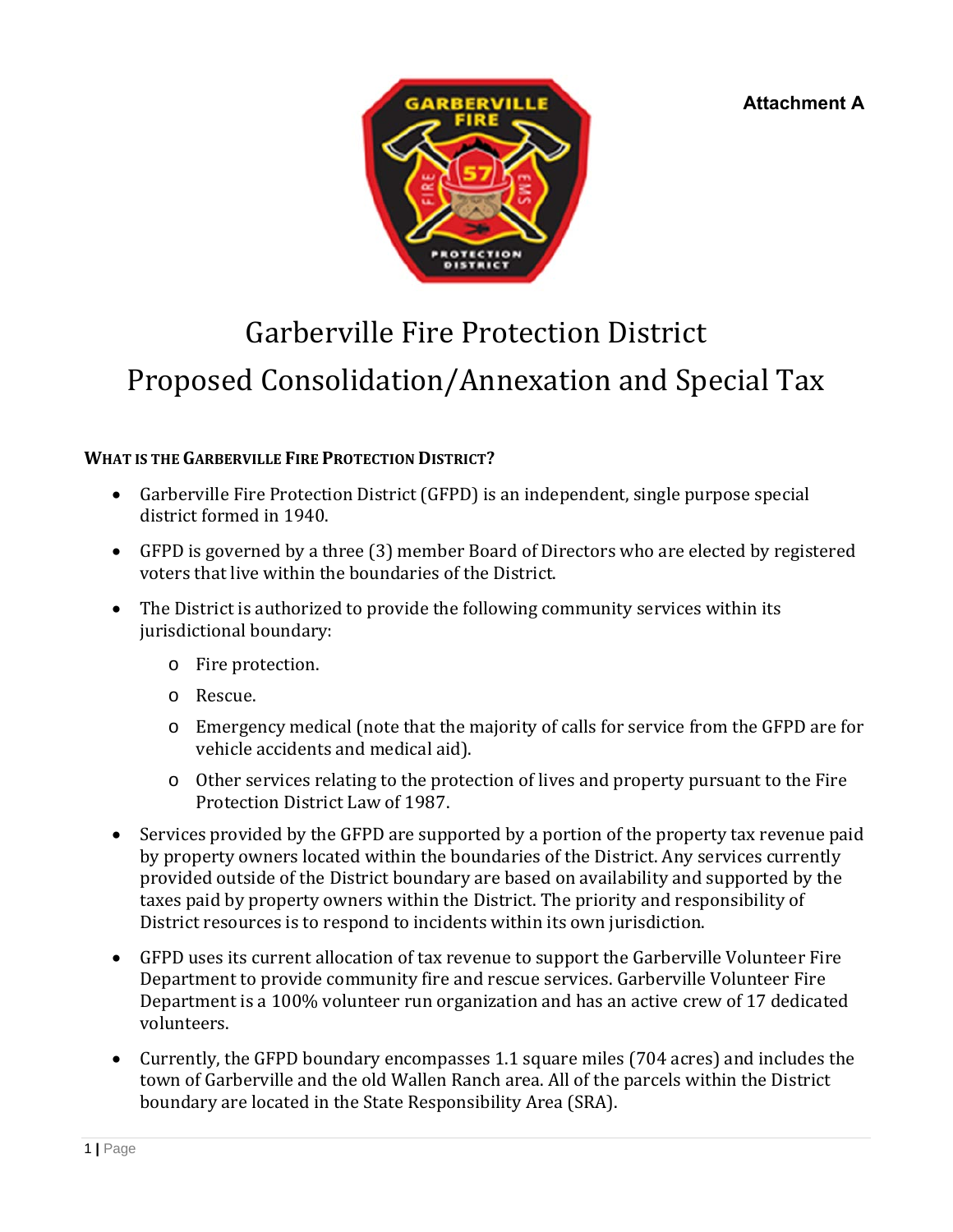Attachment A

# Garberville Fire Protection District
# Proposed Consolidation/Annexation and Special Tax

**WHAT IS THE GARBERVILLE FIRE PROTECTION DISTRICT?**

- Garberville Fire Protection District (GFPD) is an independent, single purpose special district formed in 1940.
- GFPD is governed by a three (3) member Board of Directors who are elected by registered voters that live within the boundaries of the District.
- The District is authorized to provide the following community services within its jurisdictional boundary:
  - Fire protection.
  - Rescue.
  - Emergency medical (note that the majority of calls for service from the GFPD are for vehicle accidents and medical aid).
  - Other services relating to the protection of lives and property pursuant to the Fire Protection District Law of 1987.
- Services provided by the GFPD are supported by a portion of the property tax revenue paid by property owners located within the boundaries of the District. Any services currently provided outside of the District boundary are based on availability and supported by the taxes paid by property owners within the District. The priority and responsibility of District resources is to respond to incidents within its own jurisdiction.
- GFPD uses its current allocation of tax revenue to support the Garberville Volunteer Fire Department to provide community fire and rescue services. Garberville Volunteer Fire Department is a 100% volunteer run organization and has an active crew of 17 dedicated volunteers.
- Currently, the GFPD boundary encompasses 1.1 square miles (704 acres) and includes the town of Garberville and the old Wallen Ranch area. All of the parcels within the District boundary are located in the State Responsibility Area (SRA).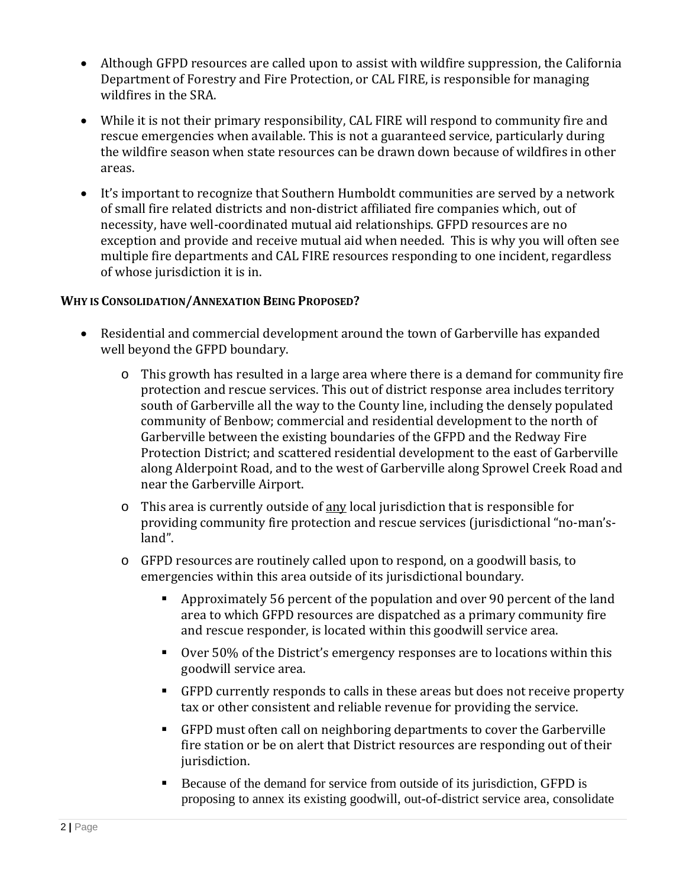- Although GFPD resources are called upon to assist with wildfire suppression, the California Department of Forestry and Fire Protection, or CAL FIRE, is responsible for managing wildfires in the SRA.
- While it is not their primary responsibility, CAL FIRE will respond to community fire and rescue emergencies when available. This is not a guaranteed service, particularly during the wildfire season when state resources can be drawn down because of wildfires in other areas.
- It's important to recognize that Southern Humboldt communities are served by a network of small fire related districts and non-district affiliated fire companies which, out of necessity, have well-coordinated mutual aid relationships. GFPD resources are no exception and provide and receive mutual aid when needed. This is why you will often see multiple fire departments and CAL FIRE resources responding to one incident, regardless of whose jurisdiction it is in.

**WHY IS CONSOLIDATION/ANNEXATION BEING PROPOSED?**

- Residential and commercial development around the town of Garberville has expanded well beyond the GFPD boundary.
  - This growth has resulted in a large area where there is a demand for community fire protection and rescue services. This out of district response area includes territory south of Garberville all the way to the County line, including the densely populated community of Benbow; commercial and residential development to the north of Garberville between the existing boundaries of the GFPD and the Redway Fire Protection District; and scattered residential development to the east of Garberville along Alderpoint Road, and to the west of Garberville along Sprowel Creek Road and near the Garberville Airport.
  - This area is currently outside of <u>any</u> local jurisdiction that is responsible for providing community fire protection and rescue services (jurisdictional "no-man's-land".
  - GFPD resources are routinely called upon to respond, on a goodwill basis, to emergencies within this area outside of its jurisdictional boundary.
    - Approximately 56 percent of the population and over 90 percent of the land area to which GFPD resources are dispatched as a primary community fire and rescue responder, is located within this goodwill service area.
    - Over 50% of the District's emergency responses are to locations within this goodwill service area.
    - GFPD currently responds to calls in these areas but does not receive property tax or other consistent and reliable revenue for providing the service.
    - GFPD must often call on neighboring departments to cover the Garberville fire station or be on alert that District resources are responding out of their jurisdiction.
    - Because of the demand for service from outside of its jurisdiction, GFPD is proposing to annex its existing goodwill, out-of-district service area, consolidate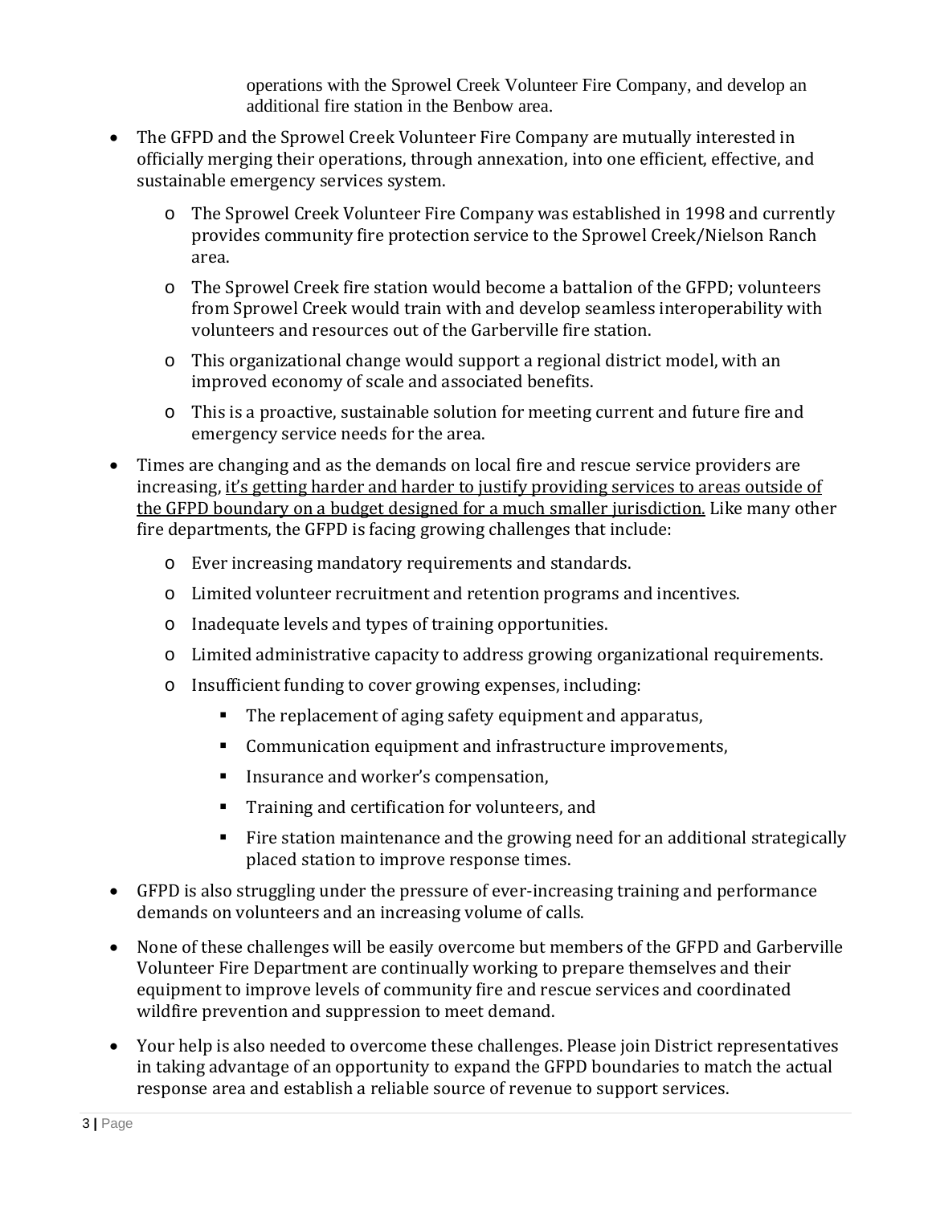operations with the Sprowel Creek Volunteer Fire Company, and develop an additional fire station in the Benbow area.

- The GFPD and the Sprowel Creek Volunteer Fire Company are mutually interested in officially merging their operations, through annexation, into one efficient, effective, and sustainable emergency services system.
    - The Sprowel Creek Volunteer Fire Company was established in 1998 and currently provides community fire protection service to the Sprowel Creek/Nielson Ranch area.
    - The Sprowel Creek fire station would become a battalion of the GFPD; volunteers from Sprowel Creek would train with and develop seamless interoperability with volunteers and resources out of the Garberville fire station.
    - This organizational change would support a regional district model, with an improved economy of scale and associated benefits.
    - This is a proactive, sustainable solution for meeting current and future fire and emergency service needs for the area.
- Times are changing and as the demands on local fire and rescue service providers are increasing, <u>it's getting harder and harder to justify providing services to areas outside of the GFPD boundary on a budget designed for a much smaller jurisdiction.</u> Like many other fire departments, the GFPD is facing growing challenges that include:
    - Ever increasing mandatory requirements and standards.
    - Limited volunteer recruitment and retention programs and incentives.
    - Inadequate levels and types of training opportunities.
    - Limited administrative capacity to address growing organizational requirements.
    - Insufficient funding to cover growing expenses, including:
        - The replacement of aging safety equipment and apparatus,
        - Communication equipment and infrastructure improvements,
        - Insurance and worker's compensation,
        - Training and certification for volunteers, and
        - Fire station maintenance and the growing need for an additional strategically placed station to improve response times.
- GFPD is also struggling under the pressure of ever-increasing training and performance demands on volunteers and an increasing volume of calls.
- None of these challenges will be easily overcome but members of the GFPD and Garberville Volunteer Fire Department are continually working to prepare themselves and their equipment to improve levels of community fire and rescue services and coordinated wildfire prevention and suppression to meet demand.
- Your help is also needed to overcome these challenges. Please join District representatives in taking advantage of an opportunity to expand the GFPD boundaries to match the actual response area and establish a reliable source of revenue to support services.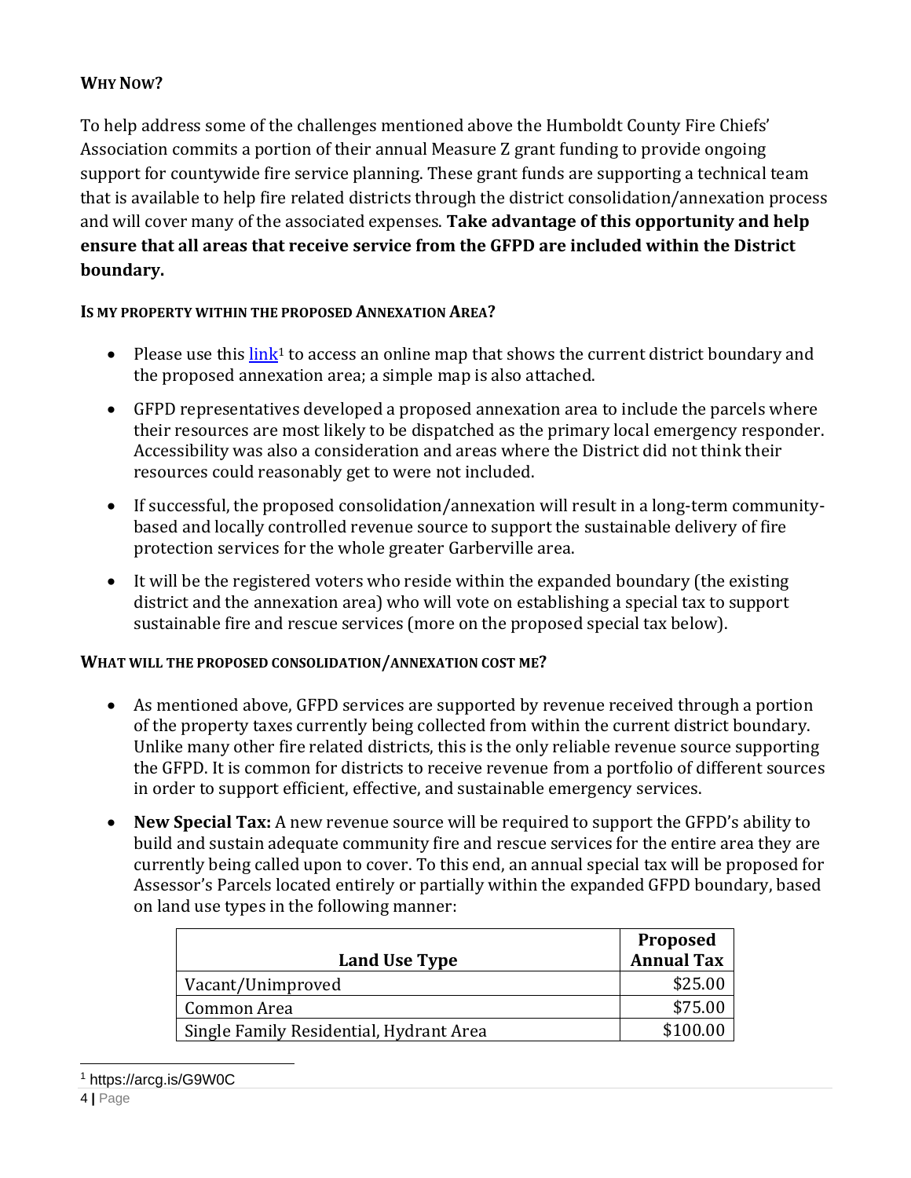## WHY NOW?

To help address some of the challenges mentioned above the Humboldt County Fire Chiefs' Association commits a portion of their annual Measure Z grant funding to provide ongoing support for countywide fire service planning. These grant funds are supporting a technical team that is available to help fire related districts through the district consolidation/annexation process and will cover many of the associated expenses. **Take advantage of this opportunity and help ensure that all areas that receive service from the GFPD are included within the District boundary.**

### IS MY PROPERTY WITHIN THE PROPOSED ANNEXATION AREA?

- Please use this link[1] to access an online map that shows the current district boundary and the proposed annexation area; a simple map is also attached.
- GFPD representatives developed a proposed annexation area to include the parcels where their resources are most likely to be dispatched as the primary local emergency responder. Accessibility was also a consideration and areas where the District did not think their resources could reasonably get to were not included.
- If successful, the proposed consolidation/annexation will result in a long-term community-based and locally controlled revenue source to support the sustainable delivery of fire protection services for the whole greater Garberville area.
- It will be the registered voters who reside within the expanded boundary (the existing district and the annexation area) who will vote on establishing a special tax to support sustainable fire and rescue services (more on the proposed special tax below).

### WHAT WILL THE PROPOSED CONSOLIDATION/ANNEXATION COST ME?

- As mentioned above, GFPD services are supported by revenue received through a portion of the property taxes currently being collected from within the current district boundary. Unlike many other fire related districts, this is the only reliable revenue source supporting the GFPD. It is common for districts to receive revenue from a portfolio of different sources in order to support efficient, effective, and sustainable emergency services.
- **New Special Tax:** A new revenue source will be required to support the GFPD's ability to build and sustain adequate community fire and rescue services for the entire area they are currently being called upon to cover. To this end, an annual special tax will be proposed for Assessor's Parcels located entirely or partially within the expanded GFPD boundary, based on land use types in the following manner:

| Land Use Type | Proposed Annual Tax |
|---|---|
| Vacant/Unimproved | $25.00 |
| Common Area | $75.00 |
| Single Family Residential, Hydrant Area | $100.00 |

[1] https://arcg.is/G9W0C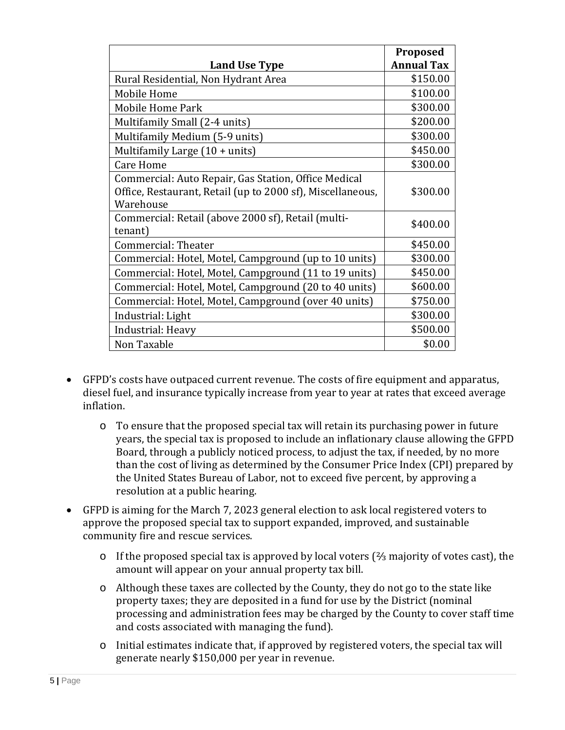| Land Use Type | Proposed Annual Tax |
|---|---|
| Rural Residential, Non Hydrant Area | $150.00 |
| Mobile Home | $100.00 |
| Mobile Home Park | $300.00 |
| Multifamily Small (2-4 units) | $200.00 |
| Multifamily Medium (5-9 units) | $300.00 |
| Multifamily Large (10 + units) | $450.00 |
| Care Home | $300.00 |
| Commercial: Auto Repair, Gas Station, Office Medical Office, Restaurant, Retail (up to 2000 sf), Miscellaneous, Warehouse | $300.00 |
| Commercial: Retail (above 2000 sf), Retail (multi-tenant) | $400.00 |
| Commercial: Theater | $450.00 |
| Commercial: Hotel, Motel, Campground (up to 10 units) | $300.00 |
| Commercial: Hotel, Motel, Campground (11 to 19 units) | $450.00 |
| Commercial: Hotel, Motel, Campground (20 to 40 units) | $600.00 |
| Commercial: Hotel, Motel, Campground (over 40 units) | $750.00 |
| Industrial: Light | $300.00 |
| Industrial: Heavy | $500.00 |
| Non Taxable | $0.00 |

- GFPD's costs have outpaced current revenue. The costs of fire equipment and apparatus, diesel fuel, and insurance typically increase from year to year at rates that exceed average inflation.
    - To ensure that the proposed special tax will retain its purchasing power in future years, the special tax is proposed to include an inflationary clause allowing the GFPD Board, through a publicly noticed process, to adjust the tax, if needed, by no more than the cost of living as determined by the Consumer Price Index (CPI) prepared by the United States Bureau of Labor, not to exceed five percent, by approving a resolution at a public hearing.
- GFPD is aiming for the March 7, 2023 general election to ask local registered voters to approve the proposed special tax to support expanded, improved, and sustainable community fire and rescue services.
    - If the proposed special tax is approved by local voters (⅔ majority of votes cast), the amount will appear on your annual property tax bill.
    - Although these taxes are collected by the County, they do not go to the state like property taxes; they are deposited in a fund for use by the District (nominal processing and administration fees may be charged by the County to cover staff time and costs associated with managing the fund).
    - Initial estimates indicate that, if approved by registered voters, the special tax will generate nearly $150,000 per year in revenue.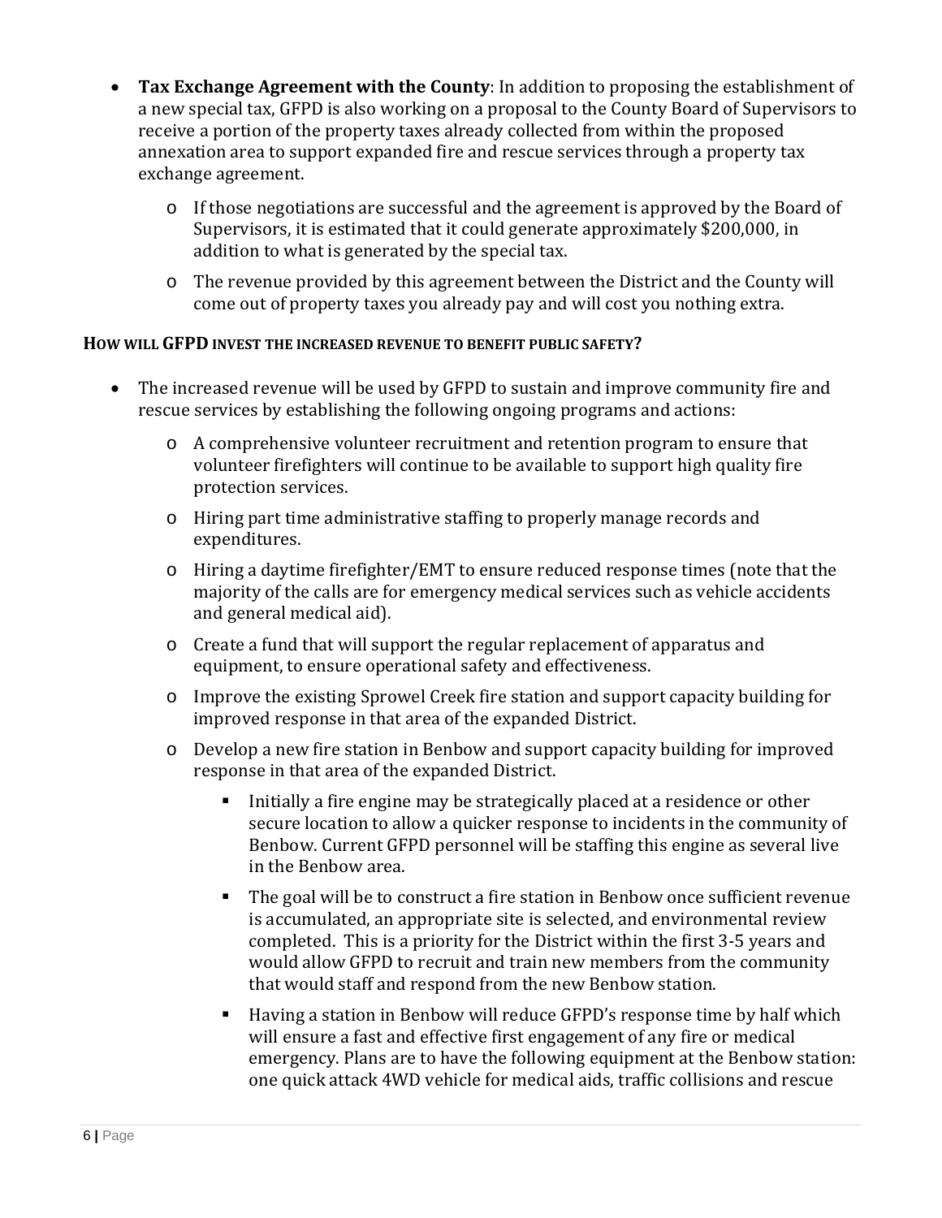- **Tax Exchange Agreement with the County**: In addition to proposing the establishment of a new special tax, GFPD is also working on a proposal to the County Board of Supervisors to receive a portion of the property taxes already collected from within the proposed annexation area to support expanded fire and rescue services through a property tax exchange agreement.
  - If those negotiations are successful and the agreement is approved by the Board of Supervisors, it is estimated that it could generate approximately $200,000, in addition to what is generated by the special tax.
  - The revenue provided by this agreement between the District and the County will come out of property taxes you already pay and will cost you nothing extra.

**HOW WILL GFPD INVEST THE INCREASED REVENUE TO BENEFIT PUBLIC SAFETY?**

- The increased revenue will be used by GFPD to sustain and improve community fire and rescue services by establishing the following ongoing programs and actions:
  - A comprehensive volunteer recruitment and retention program to ensure that volunteer firefighters will continue to be available to support high quality fire protection services.
  - Hiring part time administrative staffing to properly manage records and expenditures.
  - Hiring a daytime firefighter/EMT to ensure reduced response times (note that the majority of the calls are for emergency medical services such as vehicle accidents and general medical aid).
  - Create a fund that will support the regular replacement of apparatus and equipment, to ensure operational safety and effectiveness.
  - Improve the existing Sprowel Creek fire station and support capacity building for improved response in that area of the expanded District.
  - Develop a new fire station in Benbow and support capacity building for improved response in that area of the expanded District.
    - Initially a fire engine may be strategically placed at a residence or other secure location to allow a quicker response to incidents in the community of Benbow. Current GFPD personnel will be staffing this engine as several live in the Benbow area.
    - The goal will be to construct a fire station in Benbow once sufficient revenue is accumulated, an appropriate site is selected, and environmental review completed. This is a priority for the District within the first 3-5 years and would allow GFPD to recruit and train new members from the community that would staff and respond from the new Benbow station.
    - Having a station in Benbow will reduce GFPD's response time by half which will ensure a fast and effective first engagement of any fire or medical emergency. Plans are to have the following equipment at the Benbow station: one quick attack 4WD vehicle for medical aids, traffic collisions and rescue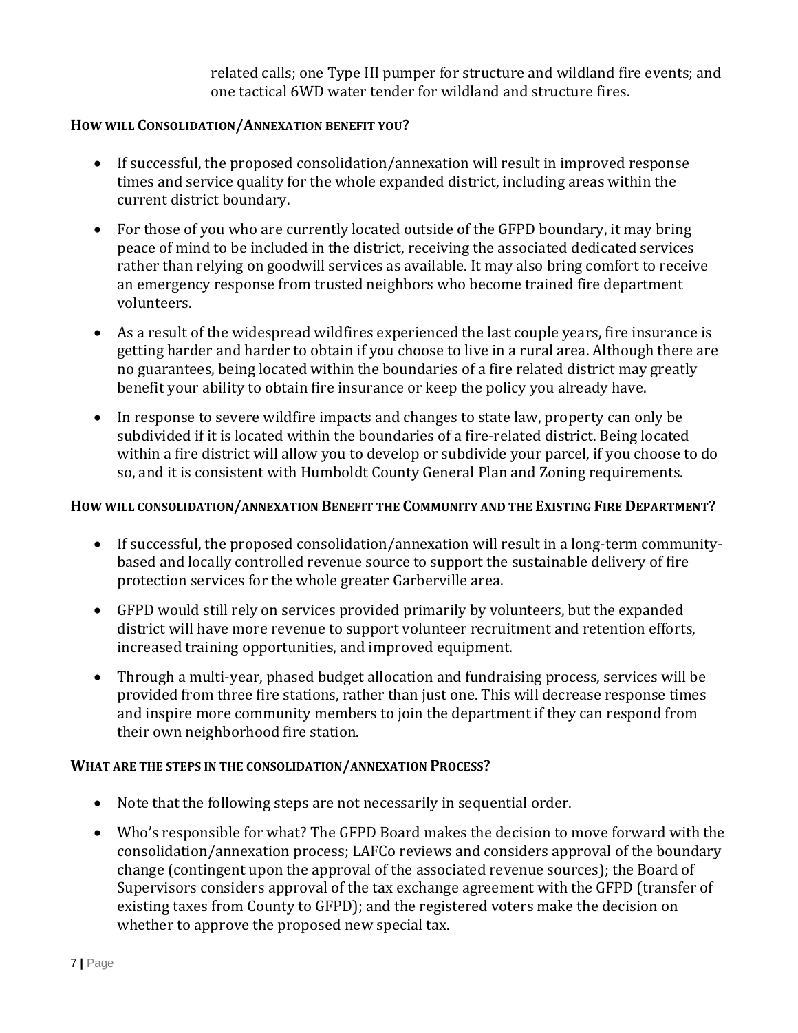related calls; one Type III pumper for structure and wildland fire events; and one tactical 6WD water tender for wildland and structure fires.

**HOW WILL CONSOLIDATION/ANNEXATION BENEFIT YOU?**

- If successful, the proposed consolidation/annexation will result in improved response times and service quality for the whole expanded district, including areas within the current district boundary.
- For those of you who are currently located outside of the GFPD boundary, it may bring peace of mind to be included in the district, receiving the associated dedicated services rather than relying on goodwill services as available. It may also bring comfort to receive an emergency response from trusted neighbors who become trained fire department volunteers.
- As a result of the widespread wildfires experienced the last couple years, fire insurance is getting harder and harder to obtain if you choose to live in a rural area. Although there are no guarantees, being located within the boundaries of a fire related district may greatly benefit your ability to obtain fire insurance or keep the policy you already have.
- In response to severe wildfire impacts and changes to state law, property can only be subdivided if it is located within the boundaries of a fire-related district. Being located within a fire district will allow you to develop or subdivide your parcel, if you choose to do so, and it is consistent with Humboldt County General Plan and Zoning requirements.

**HOW WILL CONSOLIDATION/ANNEXATION BENEFIT THE COMMUNITY AND THE EXISTING FIRE DEPARTMENT?**

- If successful, the proposed consolidation/annexation will result in a long-term community-based and locally controlled revenue source to support the sustainable delivery of fire protection services for the whole greater Garberville area.
- GFPD would still rely on services provided primarily by volunteers, but the expanded district will have more revenue to support volunteer recruitment and retention efforts, increased training opportunities, and improved equipment.
- Through a multi-year, phased budget allocation and fundraising process, services will be provided from three fire stations, rather than just one. This will decrease response times and inspire more community members to join the department if they can respond from their own neighborhood fire station.

**WHAT ARE THE STEPS IN THE CONSOLIDATION/ANNEXATION PROCESS?**

- Note that the following steps are not necessarily in sequential order.
- Who's responsible for what? The GFPD Board makes the decision to move forward with the consolidation/annexation process; LAFCo reviews and considers approval of the boundary change (contingent upon the approval of the associated revenue sources); the Board of Supervisors considers approval of the tax exchange agreement with the GFPD (transfer of existing taxes from County to GFPD); and the registered voters make the decision on whether to approve the proposed new special tax.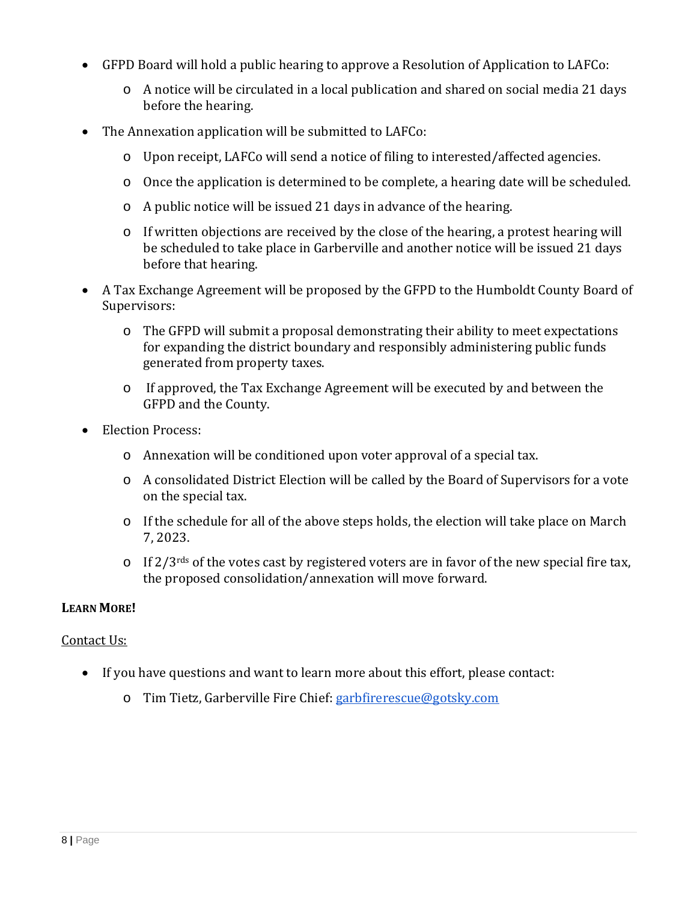- GFPD Board will hold a public hearing to approve a Resolution of Application to LAFCo:
  - A notice will be circulated in a local publication and shared on social media 21 days before the hearing.
- The Annexation application will be submitted to LAFCo:
  - Upon receipt, LAFCo will send a notice of filing to interested/affected agencies.
  - Once the application is determined to be complete, a hearing date will be scheduled.
  - A public notice will be issued 21 days in advance of the hearing.
  - If written objections are received by the close of the hearing, a protest hearing will be scheduled to take place in Garberville and another notice will be issued 21 days before that hearing.
- A Tax Exchange Agreement will be proposed by the GFPD to the Humboldt County Board of Supervisors:
  - The GFPD will submit a proposal demonstrating their ability to meet expectations for expanding the district boundary and responsibly administering public funds generated from property taxes.
  - If approved, the Tax Exchange Agreement will be executed by and between the GFPD and the County.
- Election Process:
  - Annexation will be conditioned upon voter approval of a special tax.
  - A consolidated District Election will be called by the Board of Supervisors for a vote on the special tax.
  - If the schedule for all of the above steps holds, the election will take place on March 7, 2023.
  - If 2/3rds of the votes cast by registered voters are in favor of the new special fire tax, the proposed consolidation/annexation will move forward.

**LEARN MORE!**

<u>Contact Us:</u>

- If you have questions and want to learn more about this effort, please contact:
  - Tim Tietz, Garberville Fire Chief: garbfirerescue@gotsky.com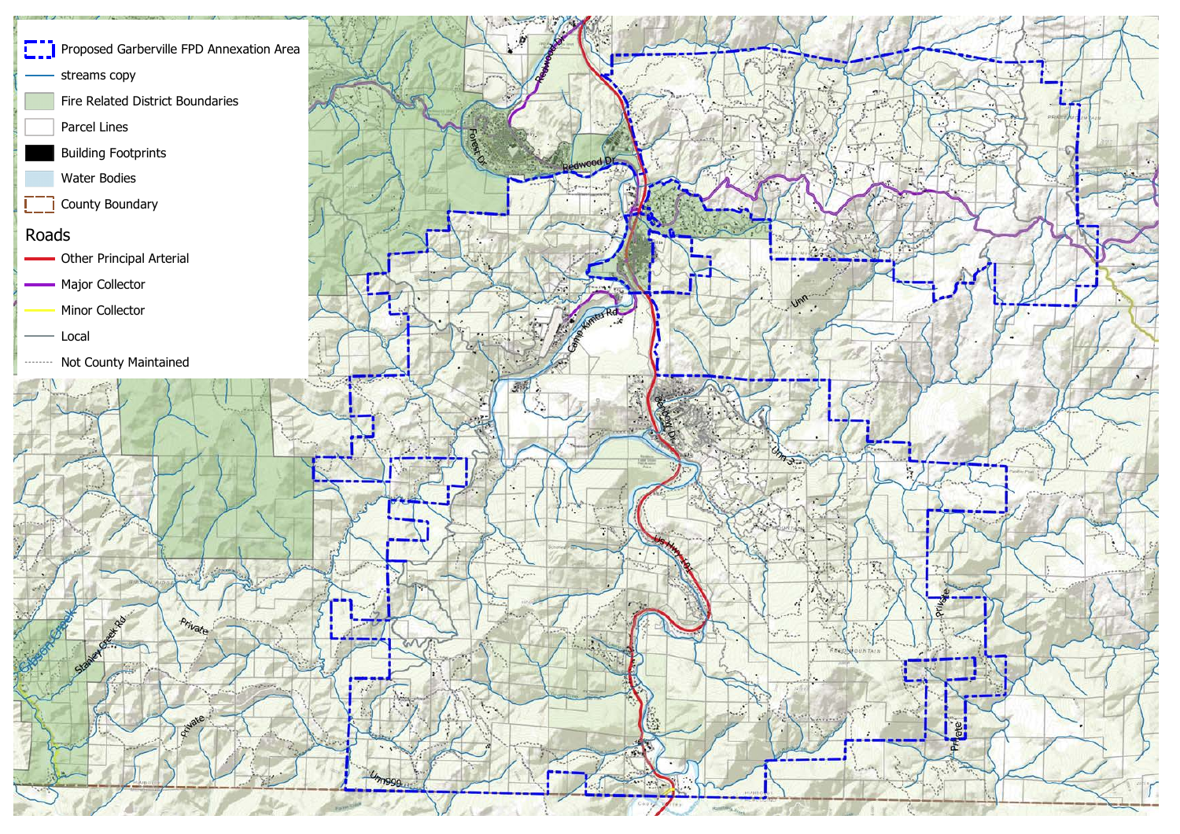Proposed Garberville FPD Annexation Area

streams copy

Fire Related District Boundaries

Parcel Lines

Building Footprints

Water Bodies

County Boundary

Roads

Other Principal Arterial

Major Collector

Minor Collector

Local

Not County Maintained

Redwood Dr

Forest Dr

Redwood Dr

Camp Kimtu Rd

Unn

Redway Dr

Unn 3

US Hwy 101

Private

Private

Private

Stanley Creek Rd

Private

Gibson Creek

Unn999